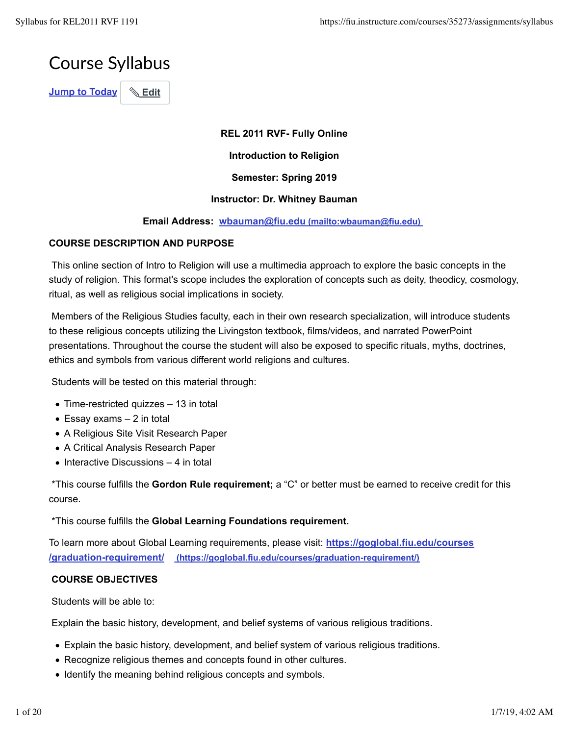# Course Syllabus

Jump to Today | ✎ Edit

**REL 2011 RVF- Fully Online**

**Introduction to Religion**

**Semester: Spring 2019**

**Instructor: Dr. Whitney Bauman**

**Email Address:** wbauman@fiu.edu (mailto:wbauman@fiu.edu)

**COURSE DESCRIPTION AND PURPOSE**

This online section of Intro to Religion will use a multimedia approach to explore the basic concepts in the study of religion. This format's scope includes the exploration of concepts such as deity, theodicy, cosmology, ritual, as well as religious social implications in society.

Members of the Religious Studies faculty, each in their own research specialization, will introduce students to these religious concepts utilizing the Livingston textbook, films/videos, and narrated PowerPoint presentations. Throughout the course the student will also be exposed to specific rituals, myths, doctrines, ethics and symbols from various different world religions and cultures.

Students will be tested on this material through:

- Time-restricted quizzes – 13 in total
- Essay exams – 2 in total
- A Religious Site Visit Research Paper
- A Critical Analysis Research Paper
- Interactive Discussions – 4 in total

*This course fulfills the **Gordon Rule requirement;** a "C" or better must be earned to receive credit for this course.

*This course fulfills the **Global Learning Foundations requirement.**

To learn more about Global Learning requirements, please visit: https://goglobal.fiu.edu/courses/graduation-requirement/ (https://goglobal.fiu.edu/courses/graduation-requirement/)

**COURSE OBJECTIVES**

Students will be able to:

Explain the basic history, development, and belief systems of various religious traditions.

- Explain the basic history, development, and belief system of various religious traditions.
- Recognize religious themes and concepts found in other cultures.
- Identify the meaning behind religious concepts and symbols.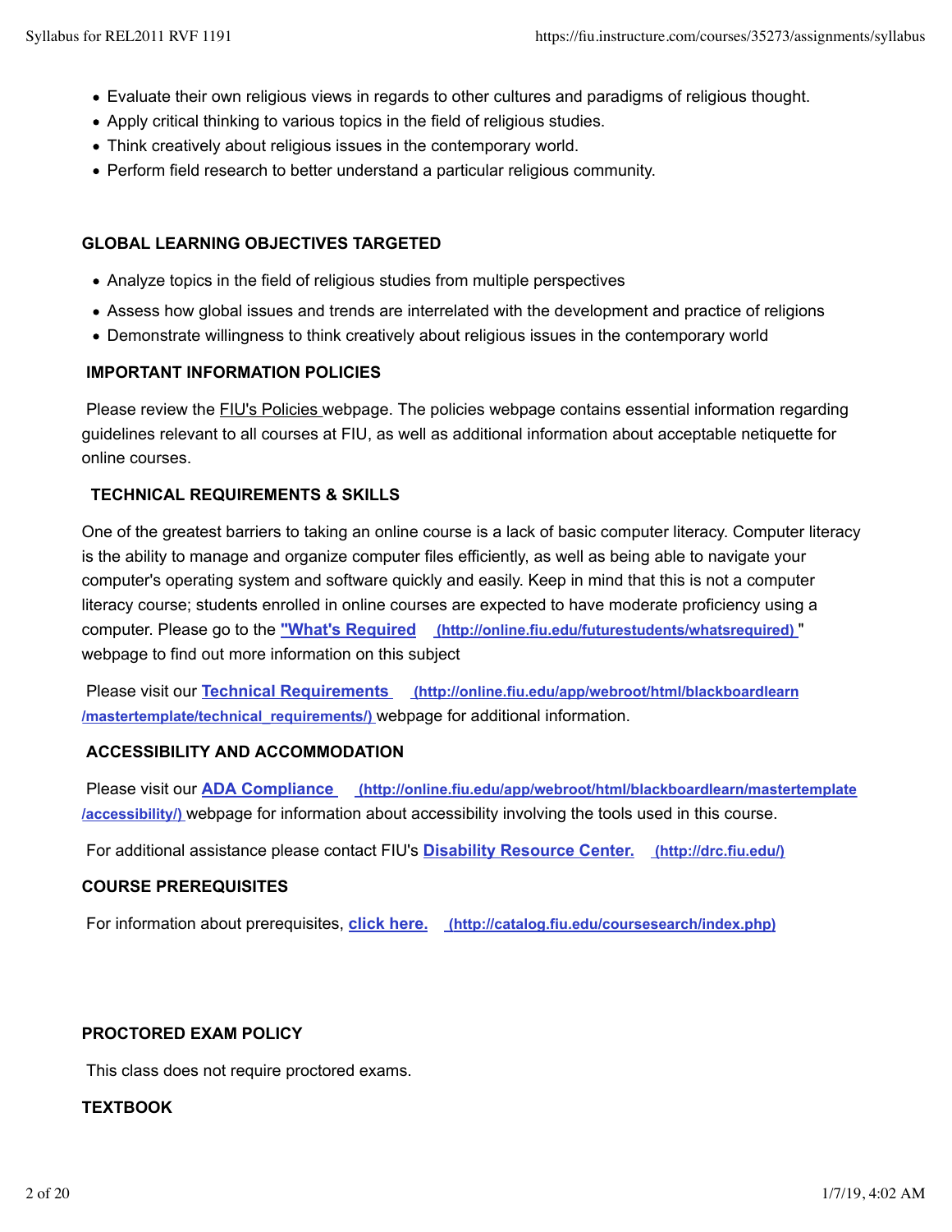- Evaluate their own religious views in regards to other cultures and paradigms of religious thought.
- Apply critical thinking to various topics in the field of religious studies.
- Think creatively about religious issues in the contemporary world.
- Perform field research to better understand a particular religious community.

**GLOBAL LEARNING OBJECTIVES TARGETED**

- Analyze topics in the field of religious studies from multiple perspectives
- Assess how global issues and trends are interrelated with the development and practice of religions
- Demonstrate willingness to think creatively about religious issues in the contemporary world

**IMPORTANT INFORMATION POLICIES**

Please review the FIU's Policies webpage. The policies webpage contains essential information regarding guidelines relevant to all courses at FIU, as well as additional information about acceptable netiquette for online courses.

**TECHNICAL REQUIREMENTS & SKILLS**

One of the greatest barriers to taking an online course is a lack of basic computer literacy. Computer literacy is the ability to manage and organize computer files efficiently, as well as being able to navigate your computer's operating system and software quickly and easily. Keep in mind that this is not a computer literacy course; students enrolled in online courses are expected to have moderate proficiency using a computer. Please go to the **"What's Required (http://online.fiu.edu/futurestudents/whatsrequired)** " webpage to find out more information on this subject

Please visit our **Technical Requirements (http://online.fiu.edu/app/webroot/html/blackboardlearn/mastertemplate/technical_requirements/)** webpage for additional information.

**ACCESSIBILITY AND ACCOMMODATION**

Please visit our **ADA Compliance (http://online.fiu.edu/app/webroot/html/blackboardlearn/mastertemplate/accessibility/)** webpage for information about accessibility involving the tools used in this course.

For additional assistance please contact FIU's **Disability Resource Center. (http://drc.fiu.edu/)**

**COURSE PREREQUISITES**

For information about prerequisites, **click here. (http://catalog.fiu.edu/coursesearch/index.php)**

**PROCTORED EXAM POLICY**

This class does not require proctored exams.

**TEXTBOOK**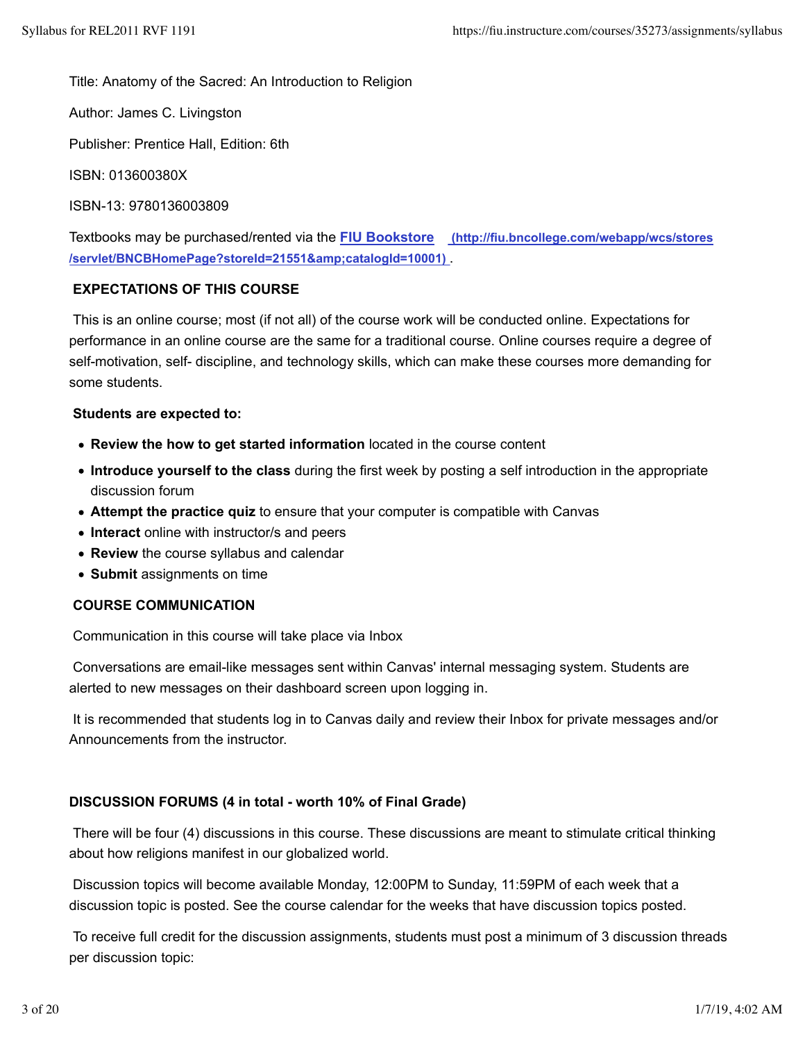Title: Anatomy of the Sacred: An Introduction to Religion

Author: James C. Livingston

Publisher: Prentice Hall, Edition: 6th

ISBN: 013600380X

ISBN-13: 9780136003809

Textbooks may be purchased/rented via the **[FIU Bookstore](http://fiu.bncollege.com/webapp/wcs/stores/servlet/BNCBHomePage?storeId=21551&amp;catalogId=10001)** (http://fiu.bncollege.com/webapp/wcs/stores/servlet/BNCBHomePage?storeId=21551&amp;catalogId=10001) .

**EXPECTATIONS OF THIS COURSE**

This is an online course; most (if not all) of the course work will be conducted online. Expectations for performance in an online course are the same for a traditional course. Online courses require a degree of self-motivation, self- discipline, and technology skills, which can make these courses more demanding for some students.

**Students are expected to:**

- **Review the how to get started information** located in the course content
- **Introduce yourself to the class** during the first week by posting a self introduction in the appropriate discussion forum
- **Attempt the practice quiz** to ensure that your computer is compatible with Canvas
- **Interact** online with instructor/s and peers
- **Review** the course syllabus and calendar
- **Submit** assignments on time

**COURSE COMMUNICATION**

Communication in this course will take place via Inbox

Conversations are email-like messages sent within Canvas' internal messaging system. Students are alerted to new messages on their dashboard screen upon logging in.

It is recommended that students log in to Canvas daily and review their Inbox for private messages and/or Announcements from the instructor.

**DISCUSSION FORUMS (4 in total - worth 10% of Final Grade)**

There will be four (4) discussions in this course. These discussions are meant to stimulate critical thinking about how religions manifest in our globalized world.

Discussion topics will become available Monday, 12:00PM to Sunday, 11:59PM of each week that a discussion topic is posted. See the course calendar for the weeks that have discussion topics posted.

To receive full credit for the discussion assignments, students must post a minimum of 3 discussion threads per discussion topic: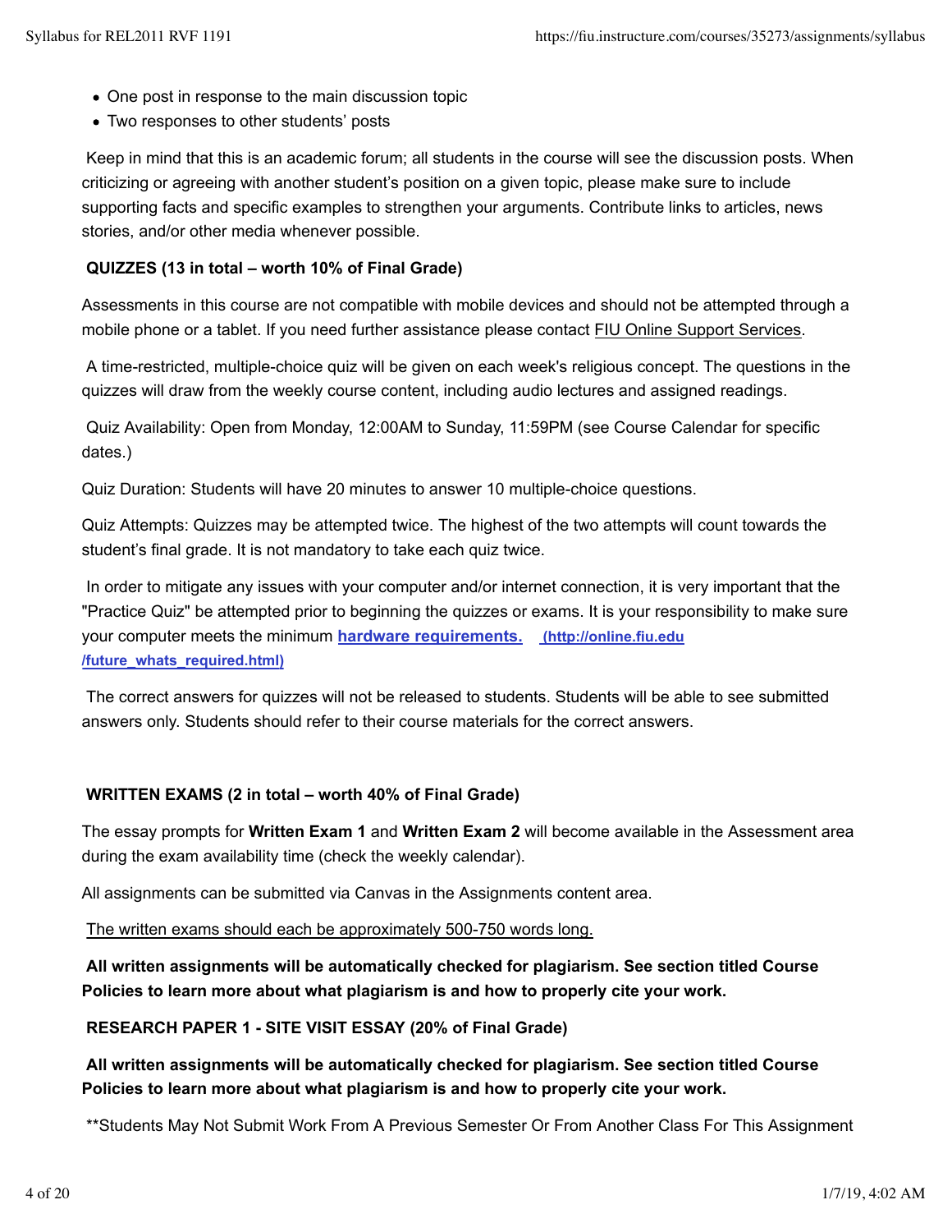- One post in response to the main discussion topic
- Two responses to other students' posts

Keep in mind that this is an academic forum; all students in the course will see the discussion posts. When criticizing or agreeing with another student's position on a given topic, please make sure to include supporting facts and specific examples to strengthen your arguments. Contribute links to articles, news stories, and/or other media whenever possible.

**QUIZZES (13 in total – worth 10% of Final Grade)**

Assessments in this course are not compatible with mobile devices and should not be attempted through a mobile phone or a tablet. If you need further assistance please contact FIU Online Support Services.

A time-restricted, multiple-choice quiz will be given on each week's religious concept. The questions in the quizzes will draw from the weekly course content, including audio lectures and assigned readings.

Quiz Availability: Open from Monday, 12:00AM to Sunday, 11:59PM (see Course Calendar for specific dates.)

Quiz Duration: Students will have 20 minutes to answer 10 multiple-choice questions.

Quiz Attempts: Quizzes may be attempted twice. The highest of the two attempts will count towards the student's final grade. It is not mandatory to take each quiz twice.

In order to mitigate any issues with your computer and/or internet connection, it is very important that the "Practice Quiz" be attempted prior to beginning the quizzes or exams. It is your responsibility to make sure your computer meets the minimum **hardware requirements.** **(http://online.fiu.edu/future_whats_required.html)**

The correct answers for quizzes will not be released to students. Students will be able to see submitted answers only. Students should refer to their course materials for the correct answers.

**WRITTEN EXAMS (2 in total – worth 40% of Final Grade)**

The essay prompts for **Written Exam 1** and **Written Exam 2** will become available in the Assessment area during the exam availability time (check the weekly calendar).

All assignments can be submitted via Canvas in the Assignments content area.

The written exams should each be approximately 500-750 words long.

**All written assignments will be automatically checked for plagiarism. See section titled Course Policies to learn more about what plagiarism is and how to properly cite your work.**

**RESEARCH PAPER 1 - SITE VISIT ESSAY (20% of Final Grade)**

**All written assignments will be automatically checked for plagiarism. See section titled Course Policies to learn more about what plagiarism is and how to properly cite your work.**

**Students May Not Submit Work From A Previous Semester Or From Another Class For This Assignment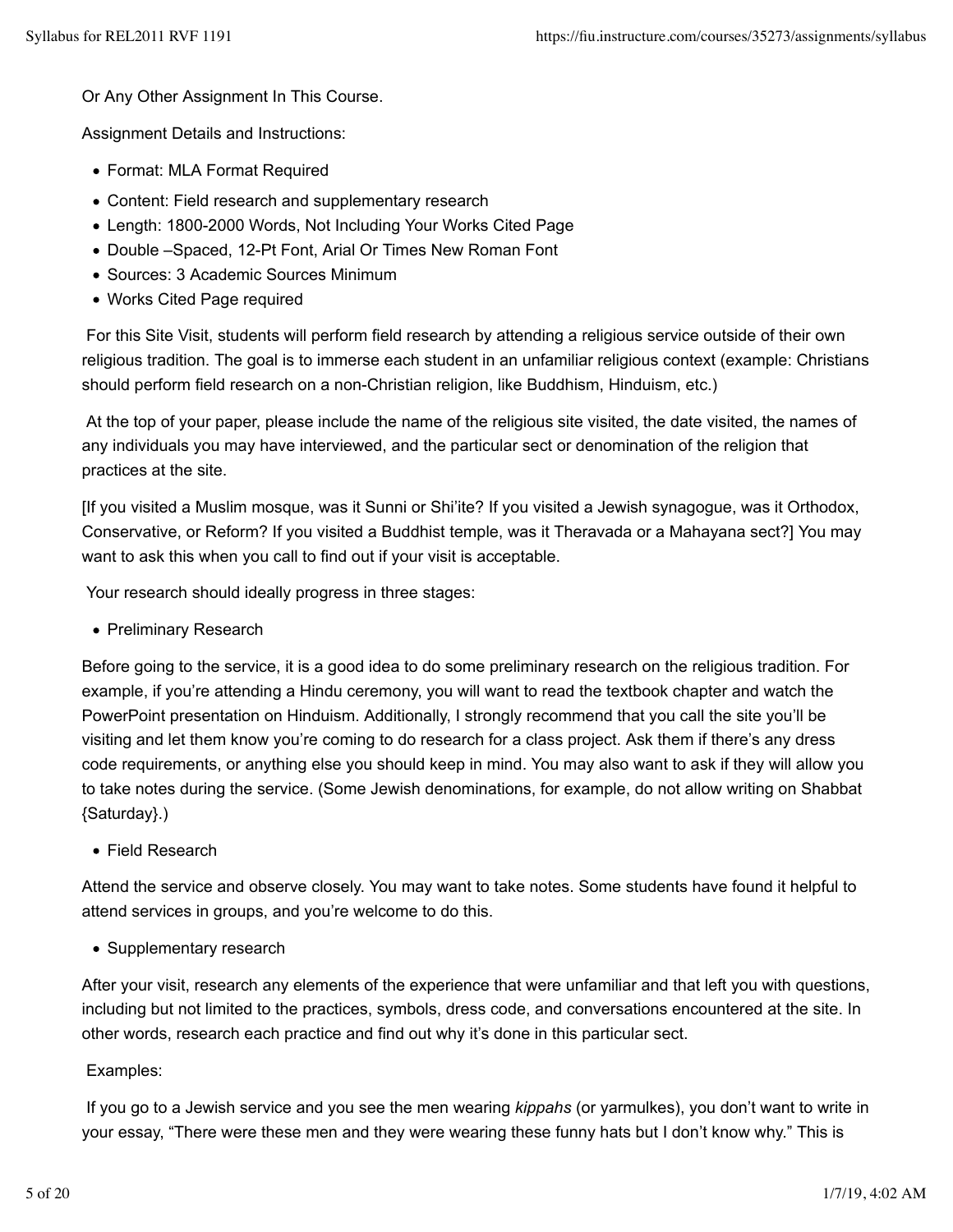Or Any Other Assignment In This Course.

Assignment Details and Instructions:

- Format: MLA Format Required
- Content: Field research and supplementary research
- Length: 1800-2000 Words, Not Including Your Works Cited Page
- Double –Spaced, 12-Pt Font, Arial Or Times New Roman Font
- Sources: 3 Academic Sources Minimum
- Works Cited Page required

For this Site Visit, students will perform field research by attending a religious service outside of their own religious tradition. The goal is to immerse each student in an unfamiliar religious context (example: Christians should perform field research on a non-Christian religion, like Buddhism, Hinduism, etc.)

At the top of your paper, please include the name of the religious site visited, the date visited, the names of any individuals you may have interviewed, and the particular sect or denomination of the religion that practices at the site.

[If you visited a Muslim mosque, was it Sunni or Shi'ite? If you visited a Jewish synagogue, was it Orthodox, Conservative, or Reform? If you visited a Buddhist temple, was it Theravada or a Mahayana sect?] You may want to ask this when you call to find out if your visit is acceptable.

Your research should ideally progress in three stages:

- Preliminary Research

Before going to the service, it is a good idea to do some preliminary research on the religious tradition. For example, if you're attending a Hindu ceremony, you will want to read the textbook chapter and watch the PowerPoint presentation on Hinduism. Additionally, I strongly recommend that you call the site you'll be visiting and let them know you're coming to do research for a class project. Ask them if there's any dress code requirements, or anything else you should keep in mind. You may also want to ask if they will allow you to take notes during the service. (Some Jewish denominations, for example, do not allow writing on Shabbat {Saturday}.)

- Field Research

Attend the service and observe closely. You may want to take notes. Some students have found it helpful to attend services in groups, and you're welcome to do this.

- Supplementary research

After your visit, research any elements of the experience that were unfamiliar and that left you with questions, including but not limited to the practices, symbols, dress code, and conversations encountered at the site. In other words, research each practice and find out why it's done in this particular sect.

Examples:

If you go to a Jewish service and you see the men wearing *kippahs* (or yarmulkes), you don't want to write in your essay, "There were these men and they were wearing these funny hats but I don't know why." This is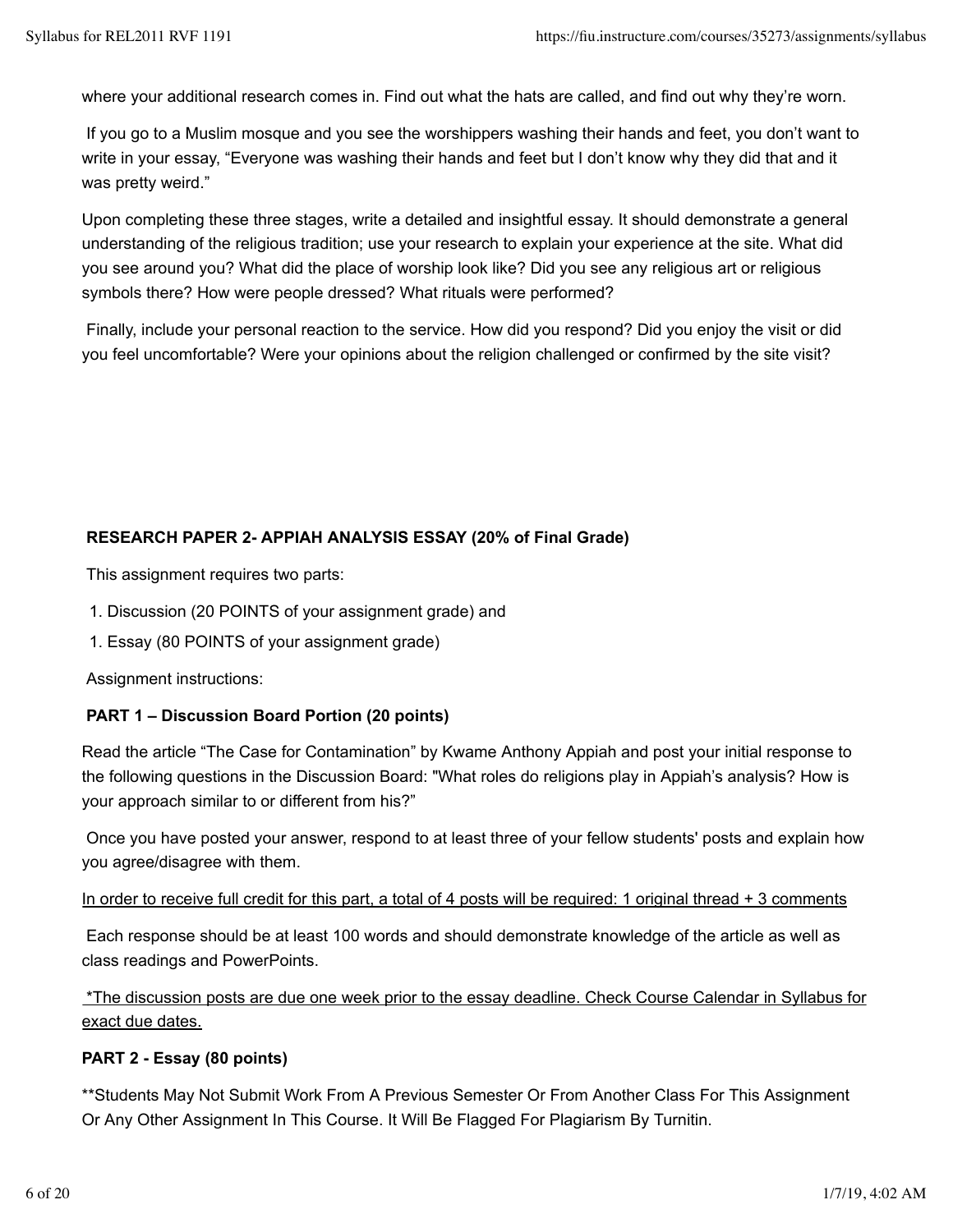where your additional research comes in. Find out what the hats are called, and find out why they're worn.

If you go to a Muslim mosque and you see the worshippers washing their hands and feet, you don't want to write in your essay, "Everyone was washing their hands and feet but I don't know why they did that and it was pretty weird."

Upon completing these three stages, write a detailed and insightful essay. It should demonstrate a general understanding of the religious tradition; use your research to explain your experience at the site. What did you see around you? What did the place of worship look like? Did you see any religious art or religious symbols there? How were people dressed? What rituals were performed?

Finally, include your personal reaction to the service. How did you respond? Did you enjoy the visit or did you feel uncomfortable? Were your opinions about the religion challenged or confirmed by the site visit?

**RESEARCH PAPER 2- APPIAH ANALYSIS ESSAY (20% of Final Grade)**

This assignment requires two parts:

1. Discussion (20 POINTS of your assignment grade) and
1. Essay (80 POINTS of your assignment grade)

Assignment instructions:

**PART 1 – Discussion Board Portion (20 points)**

Read the article "The Case for Contamination" by Kwame Anthony Appiah and post your initial response to the following questions in the Discussion Board: "What roles do religions play in Appiah's analysis? How is your approach similar to or different from his?"

Once you have posted your answer, respond to at least three of your fellow students' posts and explain how you agree/disagree with them.

<u>In order to receive full credit for this part, a total of 4 posts will be required: 1 original thread + 3 comments</u>

Each response should be at least 100 words and should demonstrate knowledge of the article as well as class readings and PowerPoints.

<u>*The discussion posts are due one week prior to the essay deadline. Check Course Calendar in Syllabus for exact due dates.</u>

**PART 2 - Essay (80 points)**

**Students May Not Submit Work From A Previous Semester Or From Another Class For This Assignment Or Any Other Assignment In This Course. It Will Be Flagged For Plagiarism By Turnitin.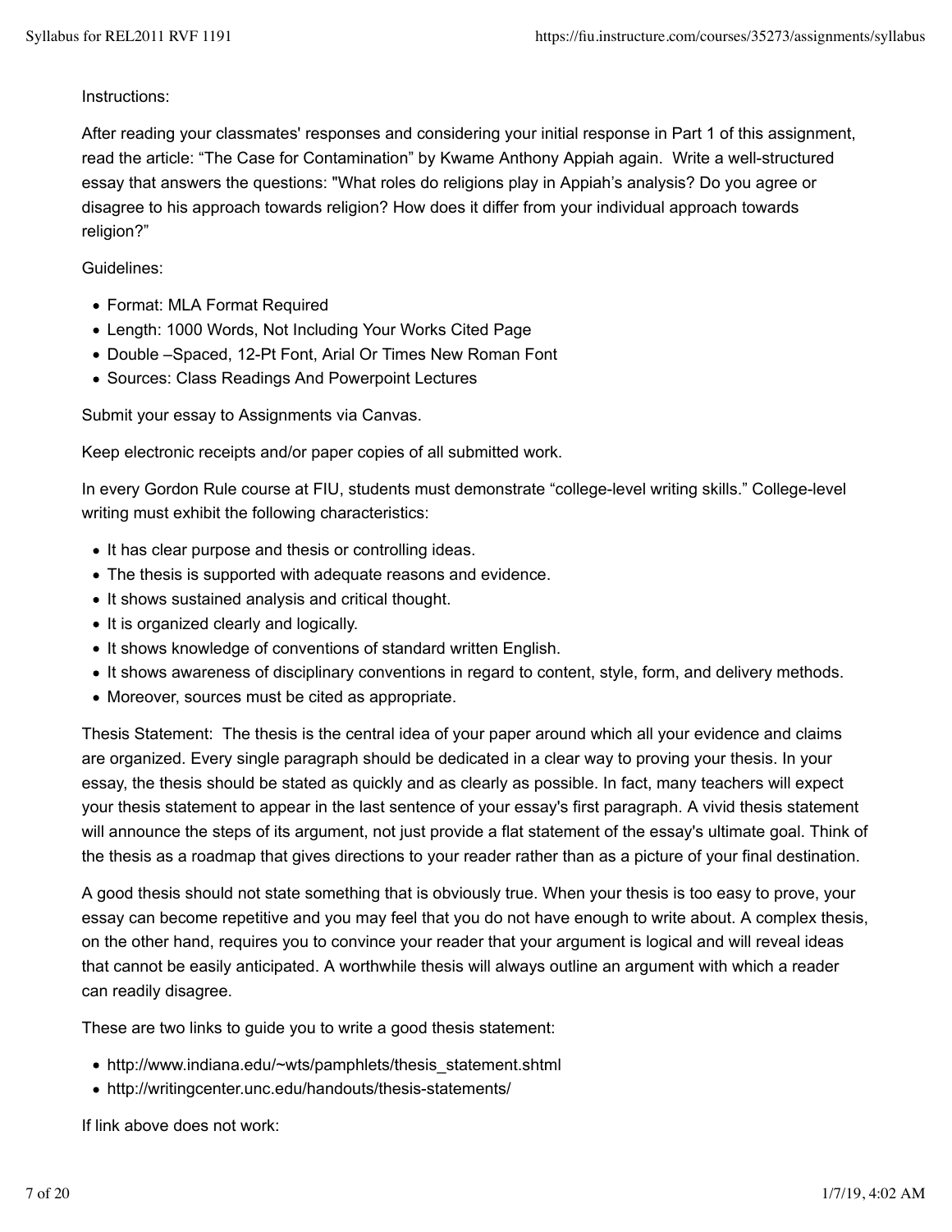Instructions:

After reading your classmates' responses and considering your initial response in Part 1 of this assignment, read the article: "The Case for Contamination" by Kwame Anthony Appiah again. Write a well-structured essay that answers the questions: "What roles do religions play in Appiah's analysis? Do you agree or disagree to his approach towards religion? How does it differ from your individual approach towards religion?"

Guidelines:

- Format: MLA Format Required
- Length: 1000 Words, Not Including Your Works Cited Page
- Double –Spaced, 12-Pt Font, Arial Or Times New Roman Font
- Sources: Class Readings And Powerpoint Lectures

Submit your essay to Assignments via Canvas.

Keep electronic receipts and/or paper copies of all submitted work.

In every Gordon Rule course at FIU, students must demonstrate "college-level writing skills." College-level writing must exhibit the following characteristics:

- It has clear purpose and thesis or controlling ideas.
- The thesis is supported with adequate reasons and evidence.
- It shows sustained analysis and critical thought.
- It is organized clearly and logically.
- It shows knowledge of conventions of standard written English.
- It shows awareness of disciplinary conventions in regard to content, style, form, and delivery methods.
- Moreover, sources must be cited as appropriate.

Thesis Statement: The thesis is the central idea of your paper around which all your evidence and claims are organized. Every single paragraph should be dedicated in a clear way to proving your thesis. In your essay, the thesis should be stated as quickly and as clearly as possible. In fact, many teachers will expect your thesis statement to appear in the last sentence of your essay's first paragraph. A vivid thesis statement will announce the steps of its argument, not just provide a flat statement of the essay's ultimate goal. Think of the thesis as a roadmap that gives directions to your reader rather than as a picture of your final destination.

A good thesis should not state something that is obviously true. When your thesis is too easy to prove, your essay can become repetitive and you may feel that you do not have enough to write about. A complex thesis, on the other hand, requires you to convince your reader that your argument is logical and will reveal ideas that cannot be easily anticipated. A worthwhile thesis will always outline an argument with which a reader can readily disagree.

These are two links to guide you to write a good thesis statement:

- http://www.indiana.edu/~wts/pamphlets/thesis_statement.shtml
- http://writingcenter.unc.edu/handouts/thesis-statements/

If link above does not work: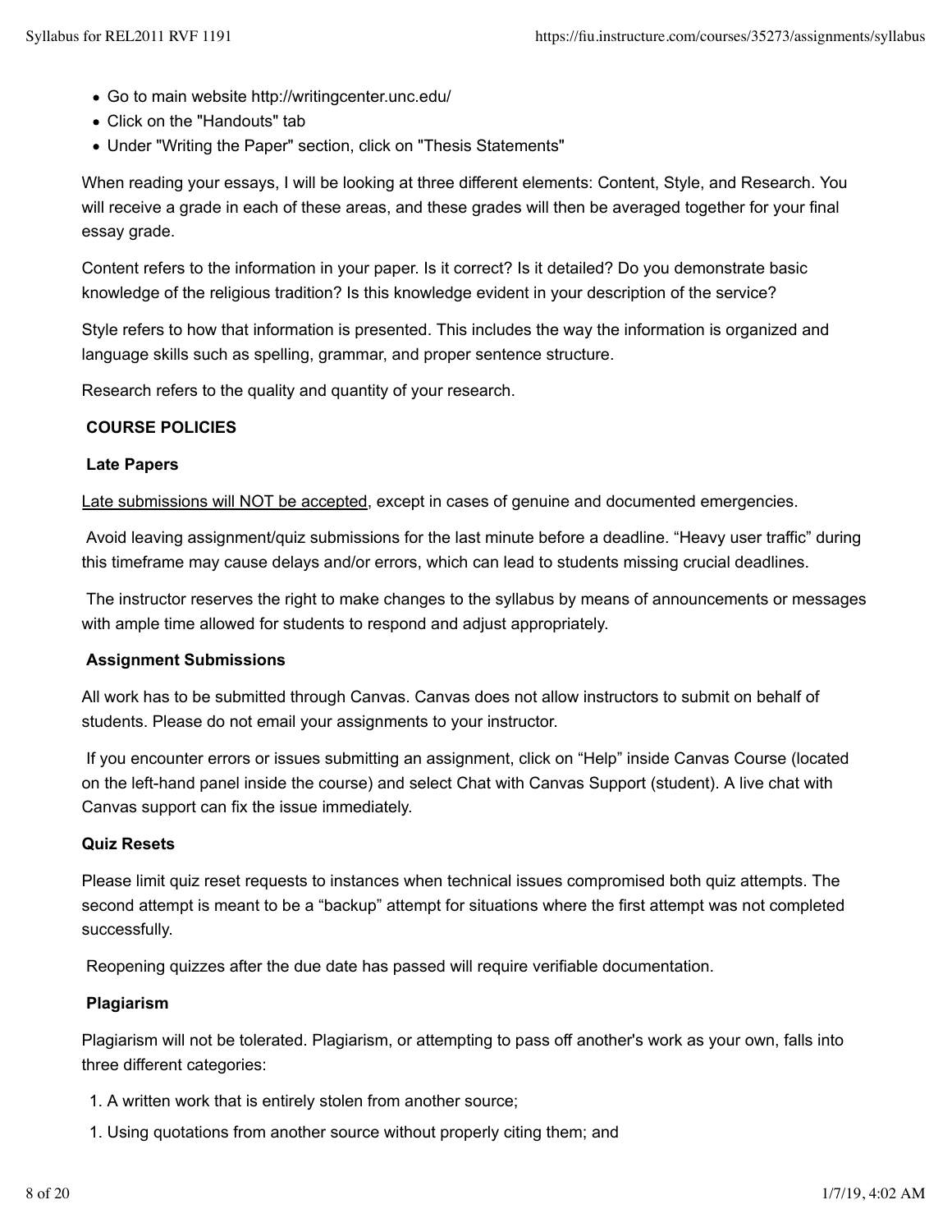- Go to main website http://writingcenter.unc.edu/
- Click on the "Handouts" tab
- Under "Writing the Paper" section, click on "Thesis Statements"

When reading your essays, I will be looking at three different elements: Content, Style, and Research. You will receive a grade in each of these areas, and these grades will then be averaged together for your final essay grade.

Content refers to the information in your paper. Is it correct? Is it detailed? Do you demonstrate basic knowledge of the religious tradition? Is this knowledge evident in your description of the service?

Style refers to how that information is presented. This includes the way the information is organized and language skills such as spelling, grammar, and proper sentence structure.

Research refers to the quality and quantity of your research.

**COURSE POLICIES**

**Late Papers**

Late submissions will NOT be accepted, except in cases of genuine and documented emergencies.

Avoid leaving assignment/quiz submissions for the last minute before a deadline. "Heavy user traffic" during this timeframe may cause delays and/or errors, which can lead to students missing crucial deadlines.

The instructor reserves the right to make changes to the syllabus by means of announcements or messages with ample time allowed for students to respond and adjust appropriately.

**Assignment Submissions**

All work has to be submitted through Canvas. Canvas does not allow instructors to submit on behalf of students. Please do not email your assignments to your instructor.

If you encounter errors or issues submitting an assignment, click on "Help" inside Canvas Course (located on the left-hand panel inside the course) and select Chat with Canvas Support (student). A live chat with Canvas support can fix the issue immediately.

**Quiz Resets**

Please limit quiz reset requests to instances when technical issues compromised both quiz attempts. The second attempt is meant to be a "backup" attempt for situations where the first attempt was not completed successfully.

Reopening quizzes after the due date has passed will require verifiable documentation.

**Plagiarism**

Plagiarism will not be tolerated. Plagiarism, or attempting to pass off another's work as your own, falls into three different categories:

1. A written work that is entirely stolen from another source;
1. Using quotations from another source without properly citing them; and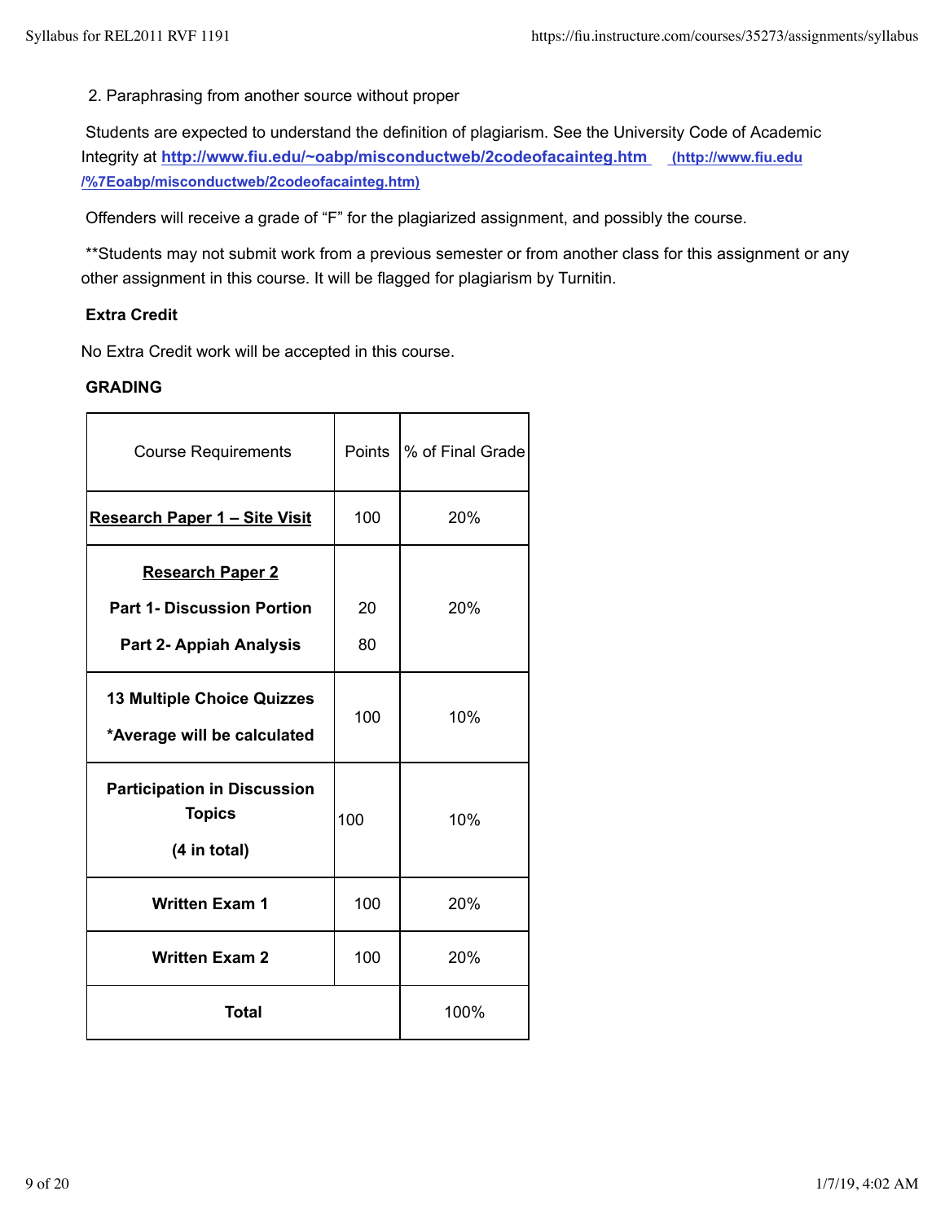2. Paraphrasing from another source without proper

Students are expected to understand the definition of plagiarism. See the University Code of Academic Integrity at **http://www.fiu.edu/~oabp/misconductweb/2codeofacainteg.htm** **(http://www.fiu.edu/%7Eoabp/misconductweb/2codeofacainteg.htm)**

Offenders will receive a grade of "F" for the plagiarized assignment, and possibly the course.

**Students may not submit work from a previous semester or from another class for this assignment or any other assignment in this course. It will be flagged for plagiarism by Turnitin.

**Extra Credit**

No Extra Credit work will be accepted in this course.

**GRADING**

| Course Requirements | Points | % of Final Grade |
|---|---|---|
| **Research Paper 1 – Site Visit** | 100 | 20% |
| **Research Paper 2**<br>**Part 1- Discussion Portion**<br>**Part 2- Appiah Analysis** | 20<br>80 | 20% |
| **13 Multiple Choice Quizzes**<br>**\*Average will be calculated** | 100 | 10% |
| **Participation in Discussion Topics**<br>**(4 in total)** | 100 | 10% |
| **Written Exam 1** | 100 | 20% |
| **Written Exam 2** | 100 | 20% |
| **Total** | | 100% |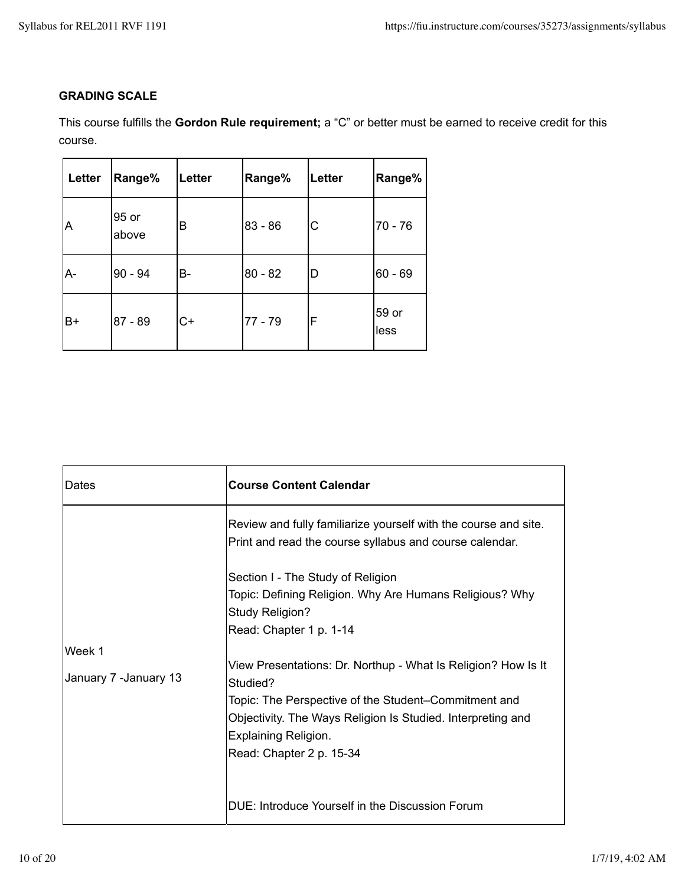**GRADING SCALE**

This course fulfills the **Gordon Rule requirement;** a "C" or better must be earned to receive credit for this course.

| Letter | Range% | Letter | Range% | Letter | Range% |
|---|---|---|---|---|---|
| A | 95 or above | B | 83 - 86 | C | 70 - 76 |
| A- | 90 - 94 | B- | 80 - 82 | D | 60 - 69 |
| B+ | 87 - 89 | C+ | 77 - 79 | F | 59 or less |

| Dates | **Course Content Calendar** |
|---|---|
| Week 1<br>January 7 -January 13 | Review and fully familiarize yourself with the course and site. Print and read the course syllabus and course calendar.<br><br>Section I - The Study of Religion<br>Topic: Defining Religion. Why Are Humans Religious? Why Study Religion?<br>Read: Chapter 1 p. 1-14<br><br>View Presentations: Dr. Northup - What Is Religion? How Is It Studied?<br>Topic: The Perspective of the Student–Commitment and Objectivity. The Ways Religion Is Studied. Interpreting and Explaining Religion.<br>Read: Chapter 2 p. 15-34<br><br>DUE: Introduce Yourself in the Discussion Forum |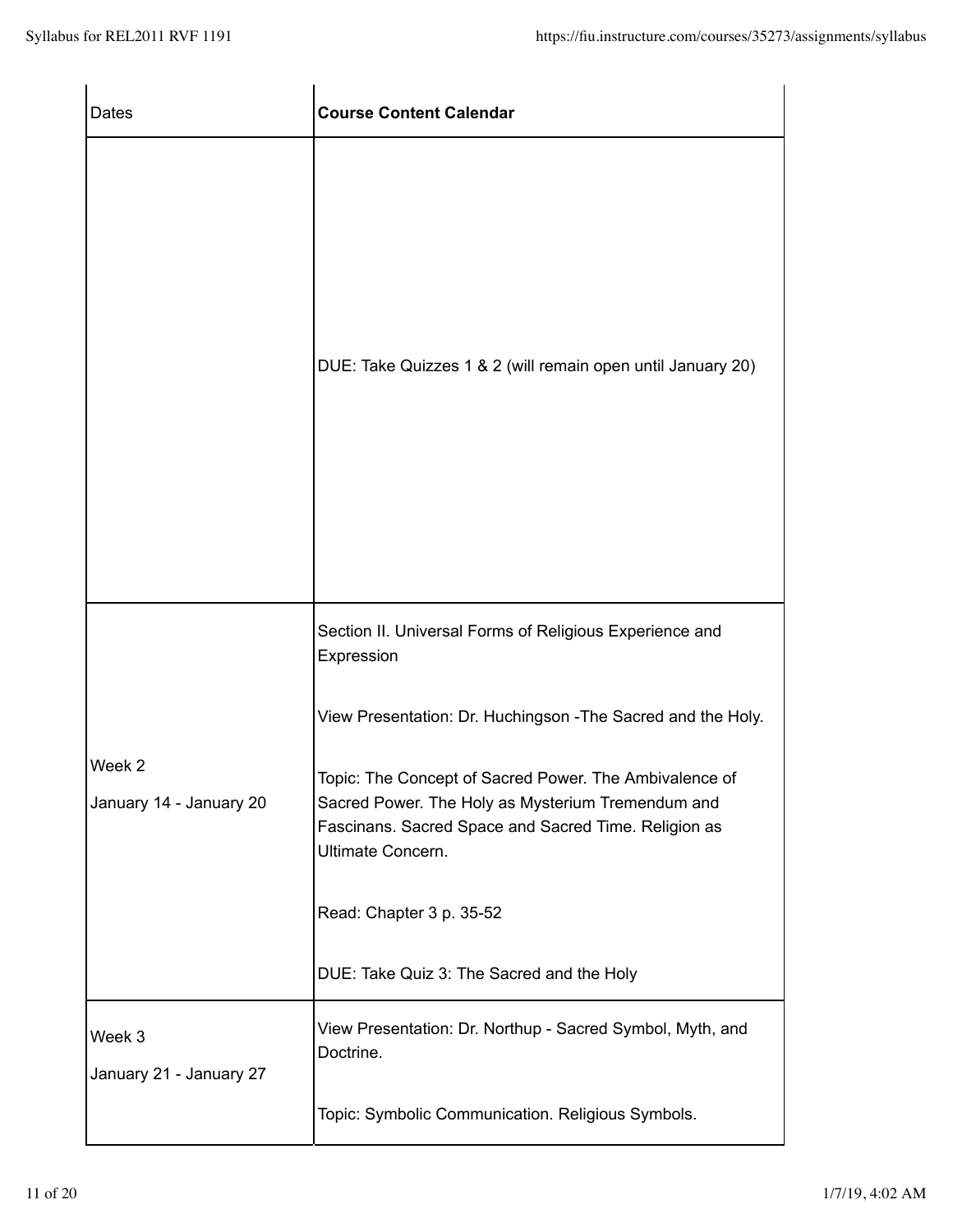| Dates | Course Content Calendar |
| --- | --- |
| | DUE: Take Quizzes 1 & 2 (will remain open until January 20) |
| Week 2<br>January 14 - January 20 | Section II. Universal Forms of Religious Experience and Expression<br><br>View Presentation: Dr. Huchingson -The Sacred and the Holy.<br><br>Topic: The Concept of Sacred Power. The Ambivalence of Sacred Power. The Holy as Mysterium Tremendum and Fascinans. Sacred Space and Sacred Time. Religion as Ultimate Concern.<br><br>Read: Chapter 3 p. 35-52<br><br>DUE: Take Quiz 3: The Sacred and the Holy |
| Week 3<br>January 21 - January 27 | View Presentation: Dr. Northup - Sacred Symbol, Myth, and Doctrine.<br><br>Topic: Symbolic Communication. Religious Symbols. |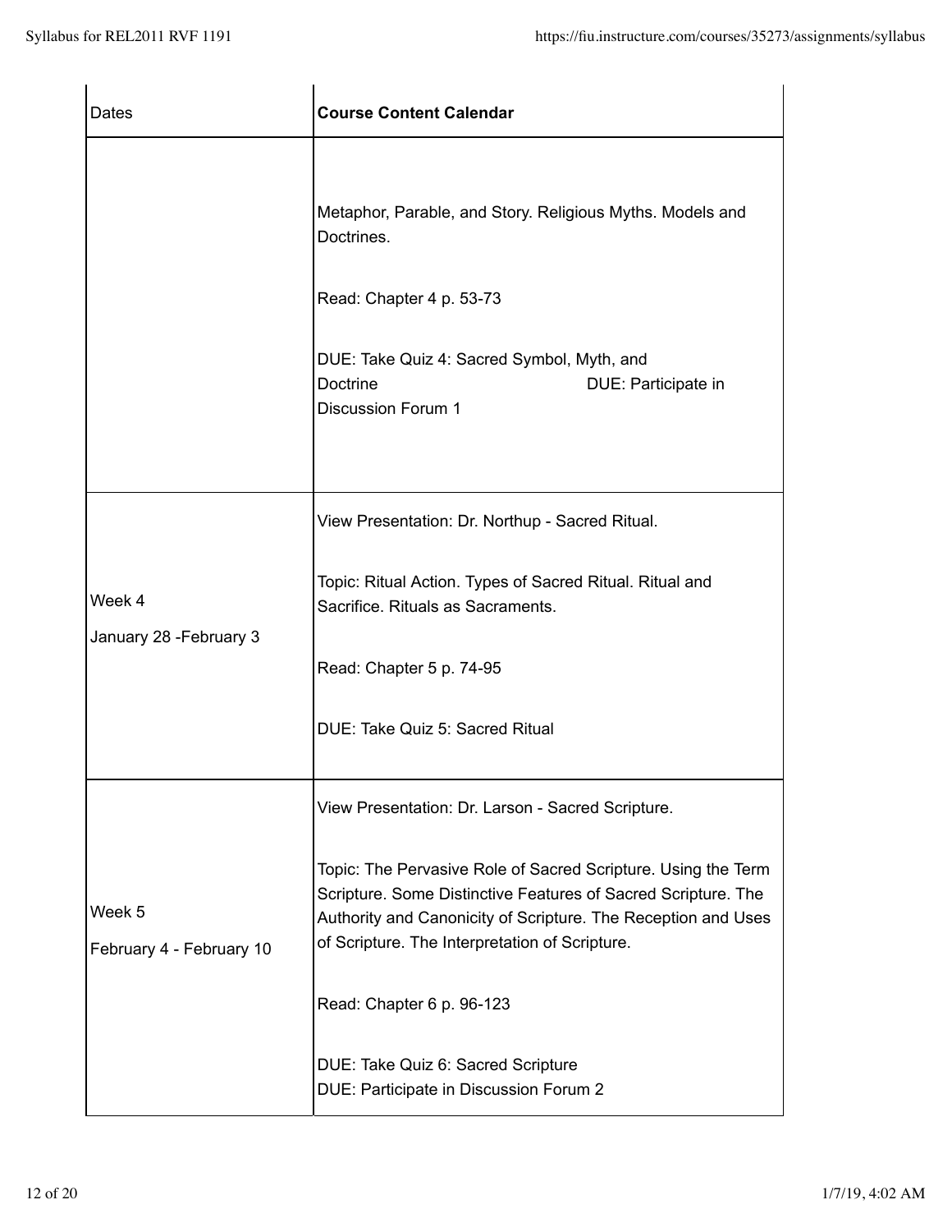| Dates | **Course Content Calendar** |
| --- | --- |
| | Metaphor, Parable, and Story. Religious Myths. Models and Doctrines.<br><br>Read: Chapter 4 p. 53-73<br><br>DUE: Take Quiz 4: Sacred Symbol, Myth, and Doctrine DUE: Participate in Discussion Forum 1 |
| Week 4<br>January 28 -February 3 | View Presentation: Dr. Northup - Sacred Ritual.<br><br>Topic: Ritual Action. Types of Sacred Ritual. Ritual and Sacrifice. Rituals as Sacraments.<br><br>Read: Chapter 5 p. 74-95<br><br>DUE: Take Quiz 5: Sacred Ritual |
| Week 5<br>February 4 - February 10 | View Presentation: Dr. Larson - Sacred Scripture.<br><br>Topic: The Pervasive Role of Sacred Scripture. Using the Term Scripture. Some Distinctive Features of Sacred Scripture. The Authority and Canonicity of Scripture. The Reception and Uses of Scripture. The Interpretation of Scripture.<br><br>Read: Chapter 6 p. 96-123<br><br>DUE: Take Quiz 6: Sacred Scripture<br>DUE: Participate in Discussion Forum 2 |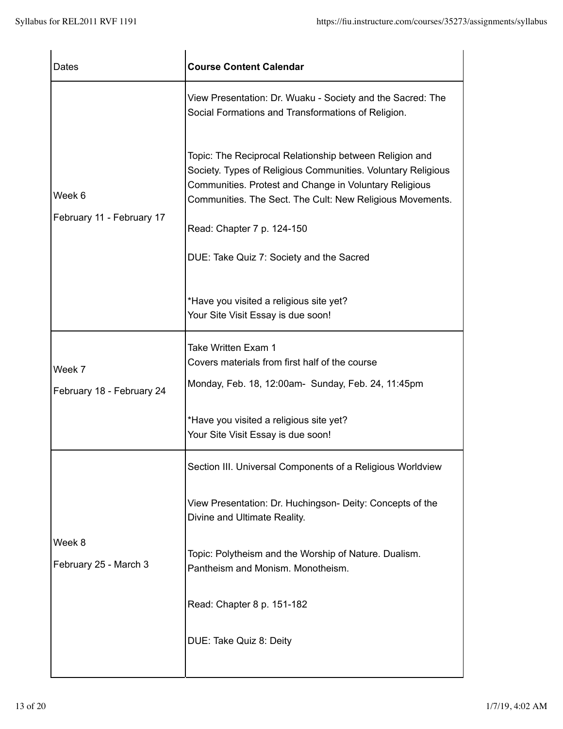| Dates | **Course Content Calendar** |
| --- | --- |
| Week 6<br>February 11 - February 17 | View Presentation: Dr. Wuaku - Society and the Sacred: The Social Formations and Transformations of Religion.<br><br>Topic: The Reciprocal Relationship between Religion and Society. Types of Religious Communities. Voluntary Religious Communities. Protest and Change in Voluntary Religious Communities. The Sect. The Cult: New Religious Movements.<br><br>Read: Chapter 7 p. 124-150<br><br>DUE: Take Quiz 7: Society and the Sacred<br><br>*Have you visited a religious site yet?<br>Your Site Visit Essay is due soon! |
| Week 7<br>February 18 - February 24 | Take Written Exam 1<br>Covers materials from first half of the course<br><br>Monday, Feb. 18, 12:00am- Sunday, Feb. 24, 11:45pm<br><br>*Have you visited a religious site yet?<br>Your Site Visit Essay is due soon! |
| Week 8<br>February 25 - March 3 | Section III. Universal Components of a Religious Worldview<br><br>View Presentation: Dr. Huchingson- Deity: Concepts of the Divine and Ultimate Reality.<br><br>Topic: Polytheism and the Worship of Nature. Dualism. Pantheism and Monism. Monotheism.<br><br>Read: Chapter 8 p. 151-182<br><br>DUE: Take Quiz 8: Deity |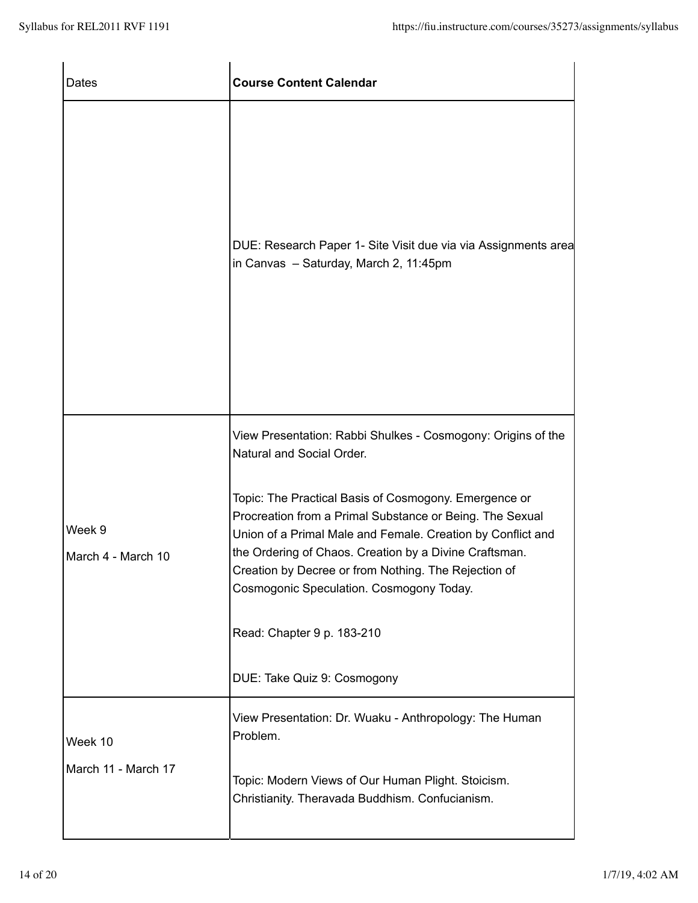| Dates | Course Content Calendar |
| --- | --- |
| | DUE: Research Paper 1- Site Visit due via via Assignments area in Canvas – Saturday, March 2, 11:45pm |
| Week 9<br>March 4 - March 10 | View Presentation: Rabbi Shulkes - Cosmogony: Origins of the Natural and Social Order.<br><br>Topic: The Practical Basis of Cosmogony. Emergence or Procreation from a Primal Substance or Being. The Sexual Union of a Primal Male and Female. Creation by Conflict and the Ordering of Chaos. Creation by a Divine Craftsman. Creation by Decree or from Nothing. The Rejection of Cosmogonic Speculation. Cosmogony Today.<br><br>Read: Chapter 9 p. 183-210<br><br>DUE: Take Quiz 9: Cosmogony |
| Week 10<br>March 11 - March 17 | View Presentation: Dr. Wuaku - Anthropology: The Human Problem.<br><br>Topic: Modern Views of Our Human Plight. Stoicism. Christianity. Theravada Buddhism. Confucianism. |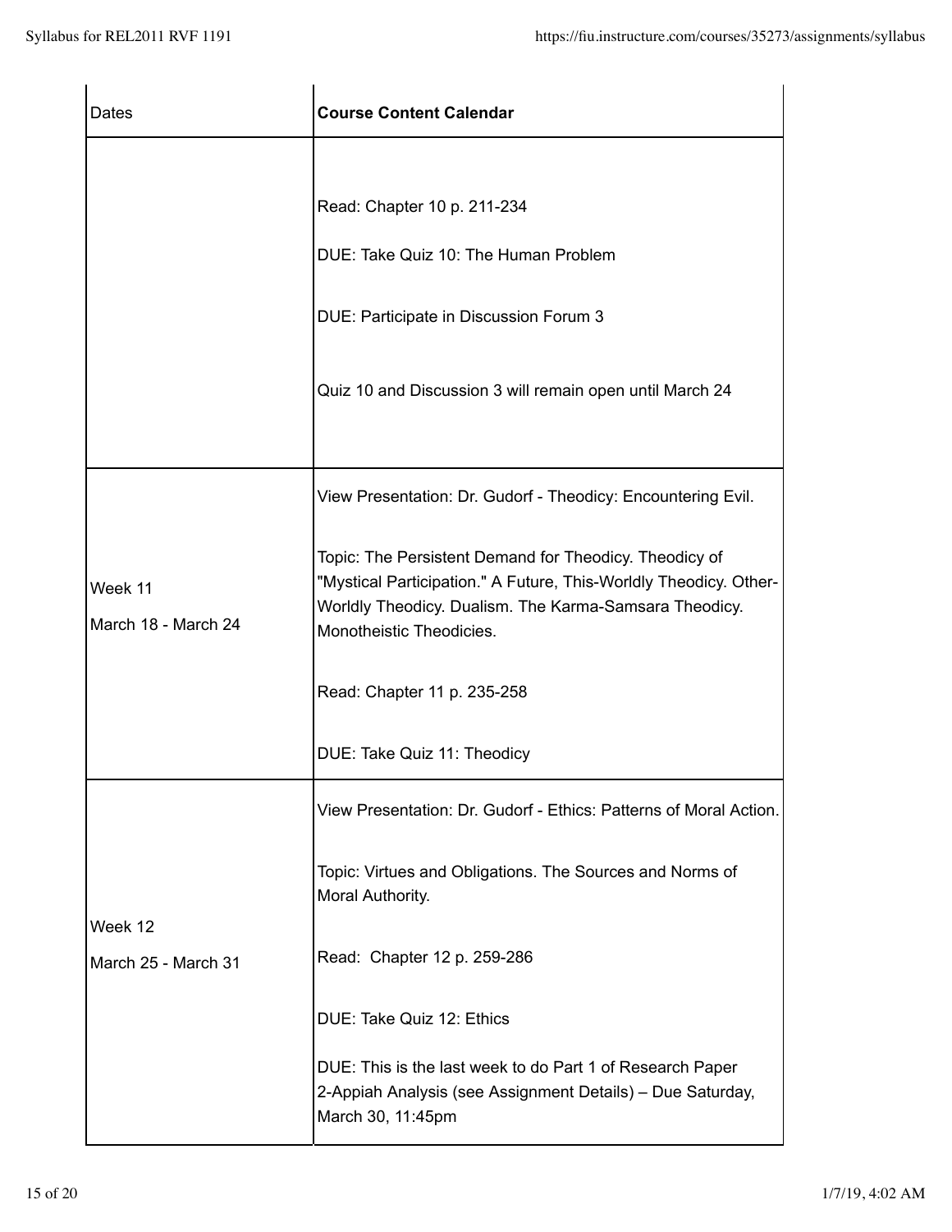| Dates | **Course Content Calendar** |
|---|---|
| | Read: Chapter 10 p. 211-234<br><br>DUE: Take Quiz 10: The Human Problem<br><br>DUE: Participate in Discussion Forum 3<br><br>Quiz 10 and Discussion 3 will remain open until March 24 |
| Week 11<br>March 18 - March 24 | View Presentation: Dr. Gudorf - Theodicy: Encountering Evil.<br><br>Topic: The Persistent Demand for Theodicy. Theodicy of "Mystical Participation." A Future, This-Worldly Theodicy. Other-Worldly Theodicy. Dualism. The Karma-Samsara Theodicy. Monotheistic Theodicies.<br><br>Read: Chapter 11 p. 235-258<br><br>DUE: Take Quiz 11: Theodicy |
| Week 12<br>March 25 - March 31 | View Presentation: Dr. Gudorf - Ethics: Patterns of Moral Action.<br><br>Topic: Virtues and Obligations. The Sources and Norms of Moral Authority.<br><br>Read: Chapter 12 p. 259-286<br><br>DUE: Take Quiz 12: Ethics<br><br>DUE: This is the last week to do Part 1 of Research Paper 2-Appiah Analysis (see Assignment Details) – Due Saturday, March 30, 11:45pm |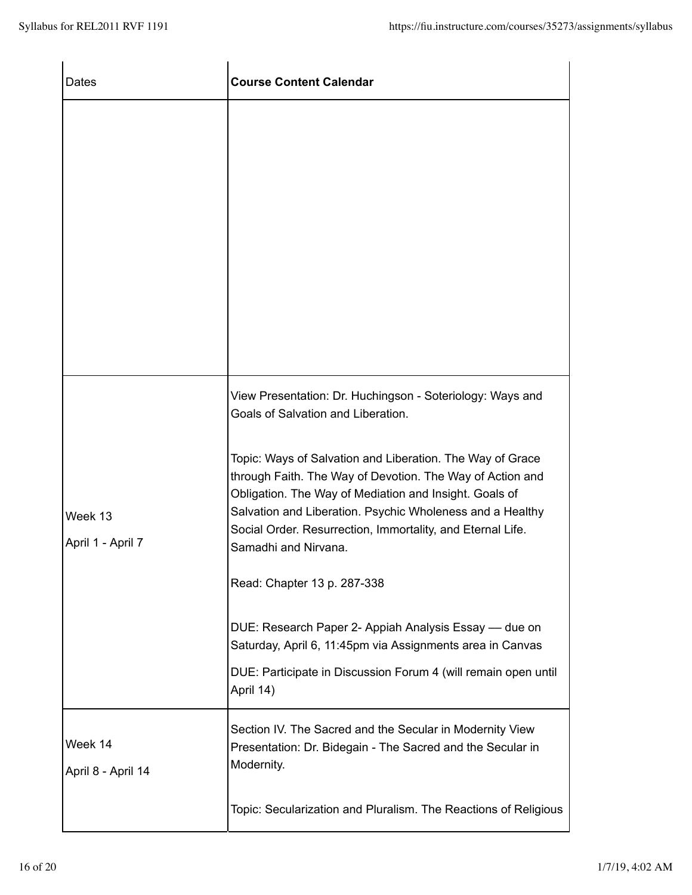| Dates | **Course Content Calendar** |
| --- | --- |
| | |
| Week 13<br>April 1 - April 7 | View Presentation: Dr. Huchingson - Soteriology: Ways and Goals of Salvation and Liberation.<br><br>Topic: Ways of Salvation and Liberation. The Way of Grace through Faith. The Way of Devotion. The Way of Action and Obligation. The Way of Mediation and Insight. Goals of Salvation and Liberation. Psychic Wholeness and a Healthy Social Order. Resurrection, Immortality, and Eternal Life. Samadhi and Nirvana.<br><br>Read: Chapter 13 p. 287-338<br><br>DUE: Research Paper 2- Appiah Analysis Essay — due on Saturday, April 6, 11:45pm via Assignments area in Canvas<br><br>DUE: Participate in Discussion Forum 4 (will remain open until April 14) |
| Week 14<br>April 8 - April 14 | Section IV. The Sacred and the Secular in Modernity View Presentation: Dr. Bidegain - The Sacred and the Secular in Modernity.<br><br>Topic: Secularization and Pluralism. The Reactions of Religious |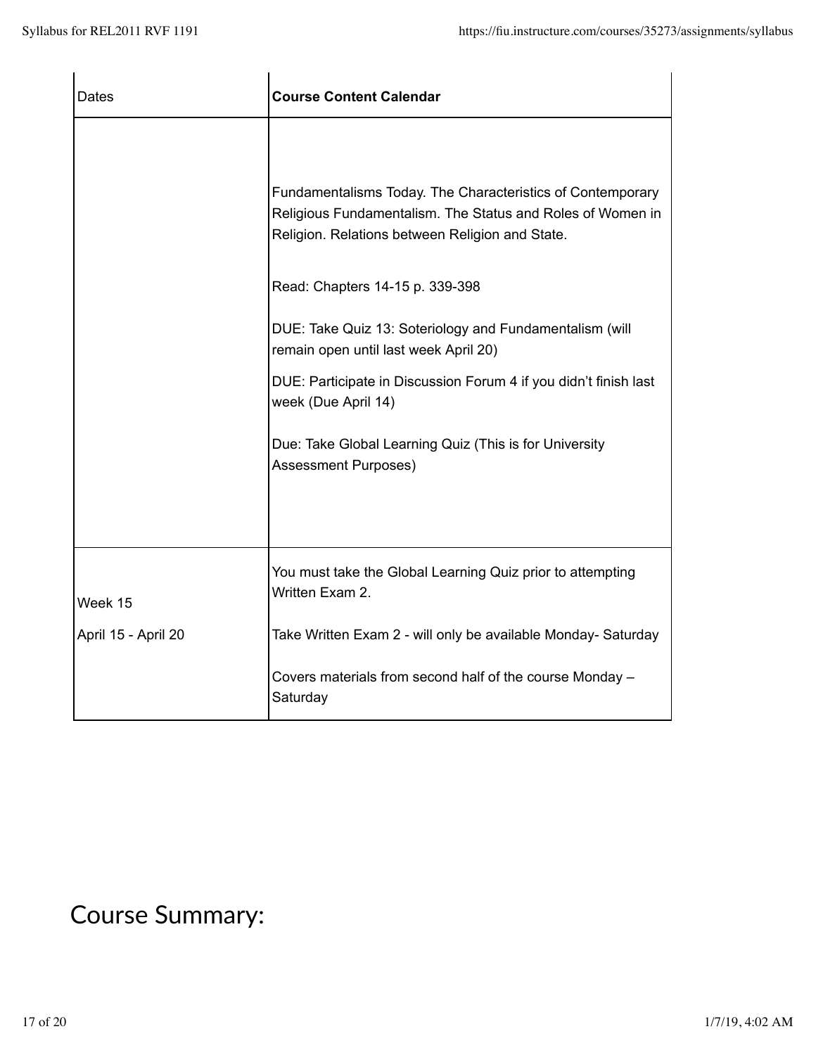| Dates | **Course Content Calendar** |
| --- | --- |
| | Fundamentalisms Today. The Characteristics of Contemporary Religious Fundamentalism. The Status and Roles of Women in Religion. Relations between Religion and State.<br><br>Read: Chapters 14-15 p. 339-398<br><br>DUE: Take Quiz 13: Soteriology and Fundamentalism (will remain open until last week April 20)<br><br>DUE: Participate in Discussion Forum 4 if you didn't finish last week (Due April 14)<br><br>Due: Take Global Learning Quiz (This is for University Assessment Purposes) |
| Week 15<br><br>April 15 - April 20 | You must take the Global Learning Quiz prior to attempting Written Exam 2.<br><br>Take Written Exam 2 - will only be available Monday- Saturday<br><br>Covers materials from second half of the course Monday – Saturday |

# Course Summary: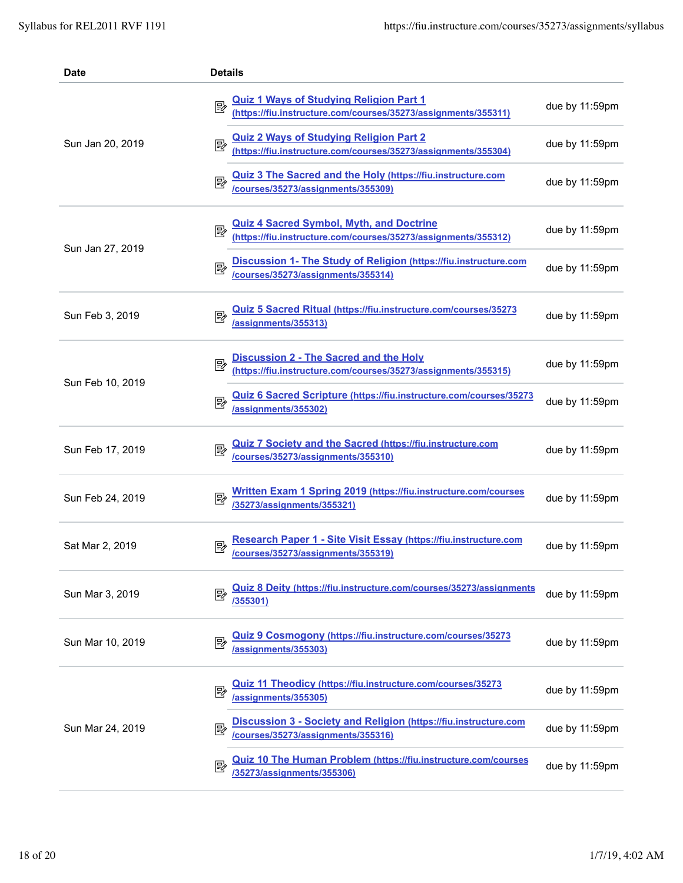| Date | Details | |
|---|---|---|
| Sun Jan 20, 2019 | Quiz 1 Ways of Studying Religion Part 1 (https://fiu.instructure.com/courses/35273/assignments/355311) | due by 11:59pm |
| | Quiz 2 Ways of Studying Religion Part 2 (https://fiu.instructure.com/courses/35273/assignments/355304) | due by 11:59pm |
| | Quiz 3 The Sacred and the Holy (https://fiu.instructure.com/courses/35273/assignments/355309) | due by 11:59pm |
| Sun Jan 27, 2019 | Quiz 4 Sacred Symbol, Myth, and Doctrine (https://fiu.instructure.com/courses/35273/assignments/355312) | due by 11:59pm |
| | Discussion 1- The Study of Religion (https://fiu.instructure.com/courses/35273/assignments/355314) | due by 11:59pm |
| Sun Feb 3, 2019 | Quiz 5 Sacred Ritual (https://fiu.instructure.com/courses/35273/assignments/355313) | due by 11:59pm |
| Sun Feb 10, 2019 | Discussion 2 - The Sacred and the Holy (https://fiu.instructure.com/courses/35273/assignments/355315) | due by 11:59pm |
| | Quiz 6 Sacred Scripture (https://fiu.instructure.com/courses/35273/assignments/355302) | due by 11:59pm |
| Sun Feb 17, 2019 | Quiz 7 Society and the Sacred (https://fiu.instructure.com/courses/35273/assignments/355310) | due by 11:59pm |
| Sun Feb 24, 2019 | Written Exam 1 Spring 2019 (https://fiu.instructure.com/courses/35273/assignments/355321) | due by 11:59pm |
| Sat Mar 2, 2019 | Research Paper 1 - Site Visit Essay (https://fiu.instructure.com/courses/35273/assignments/355319) | due by 11:59pm |
| Sun Mar 3, 2019 | Quiz 8 Deity (https://fiu.instructure.com/courses/35273/assignments/355301) | due by 11:59pm |
| Sun Mar 10, 2019 | Quiz 9 Cosmogony (https://fiu.instructure.com/courses/35273/assignments/355303) | due by 11:59pm |
| Sun Mar 24, 2019 | Quiz 11 Theodicy (https://fiu.instructure.com/courses/35273/assignments/355305) | due by 11:59pm |
| | Discussion 3 - Society and Religion (https://fiu.instructure.com/courses/35273/assignments/355316) | due by 11:59pm |
| | Quiz 10 The Human Problem (https://fiu.instructure.com/courses/35273/assignments/355306) | due by 11:59pm |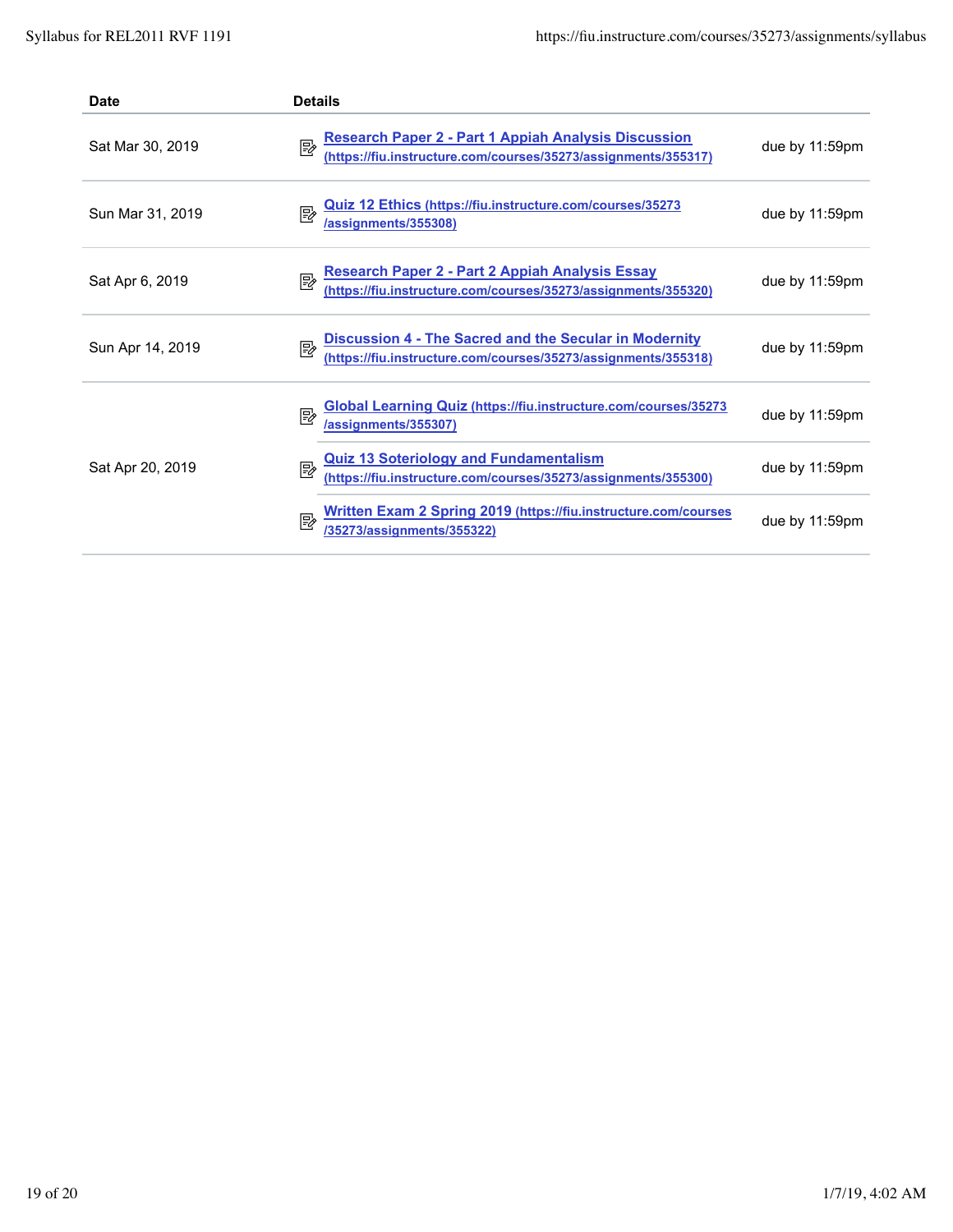| Date | Details | |
|---|---|---|
| Sat Mar 30, 2019 | [Research Paper 2 - Part 1 Appiah Analysis Discussion (https://fiu.instructure.com/courses/35273/assignments/355317)](https://fiu.instructure.com/courses/35273/assignments/355317) | due by 11:59pm |
| Sun Mar 31, 2019 | [Quiz 12 Ethics (https://fiu.instructure.com/courses/35273/assignments/355308)](https://fiu.instructure.com/courses/35273/assignments/355308) | due by 11:59pm |
| Sat Apr 6, 2019 | [Research Paper 2 - Part 2 Appiah Analysis Essay (https://fiu.instructure.com/courses/35273/assignments/355320)](https://fiu.instructure.com/courses/35273/assignments/355320) | due by 11:59pm |
| Sun Apr 14, 2019 | [Discussion 4 - The Sacred and the Secular in Modernity (https://fiu.instructure.com/courses/35273/assignments/355318)](https://fiu.instructure.com/courses/35273/assignments/355318) | due by 11:59pm |
| Sat Apr 20, 2019 | [Global Learning Quiz (https://fiu.instructure.com/courses/35273/assignments/355307)](https://fiu.instructure.com/courses/35273/assignments/355307) | due by 11:59pm |
| | [Quiz 13 Soteriology and Fundamentalism (https://fiu.instructure.com/courses/35273/assignments/355300)](https://fiu.instructure.com/courses/35273/assignments/355300) | due by 11:59pm |
| | [Written Exam 2 Spring 2019 (https://fiu.instructure.com/courses/35273/assignments/355322)](https://fiu.instructure.com/courses/35273/assignments/355322) | due by 11:59pm |